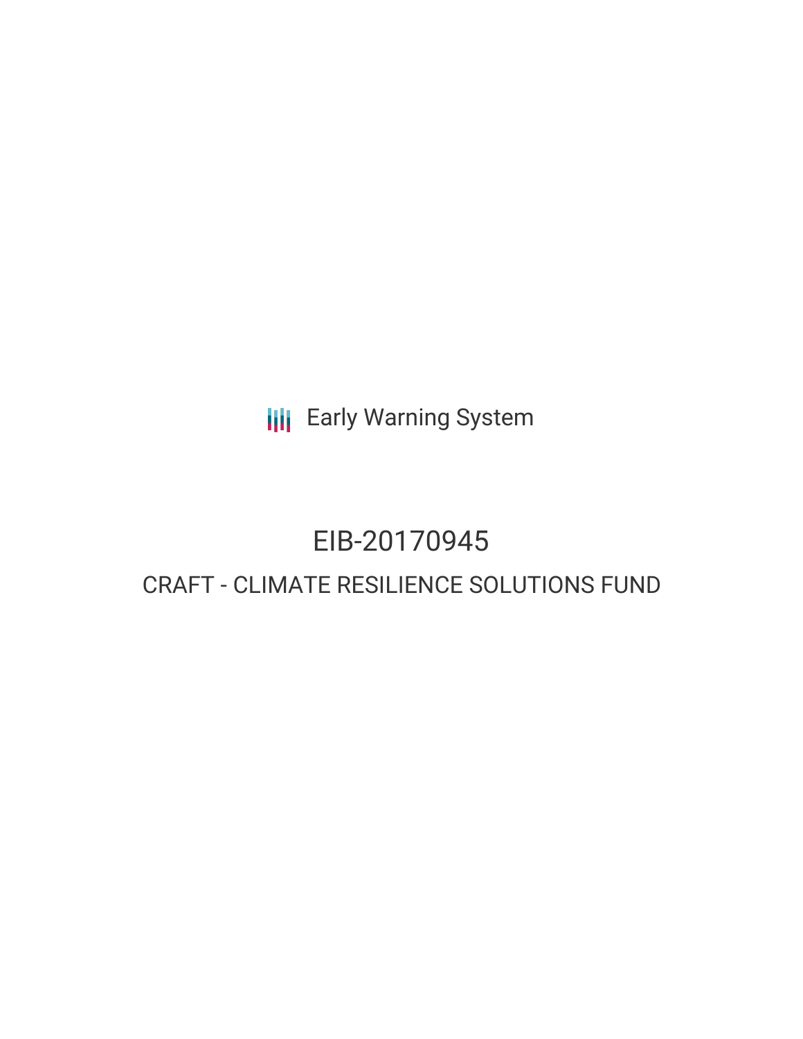Early Warning System

# EIB-20170945

## CRAFT - CLIMATE RESILIENCE SOLUTIONS FUND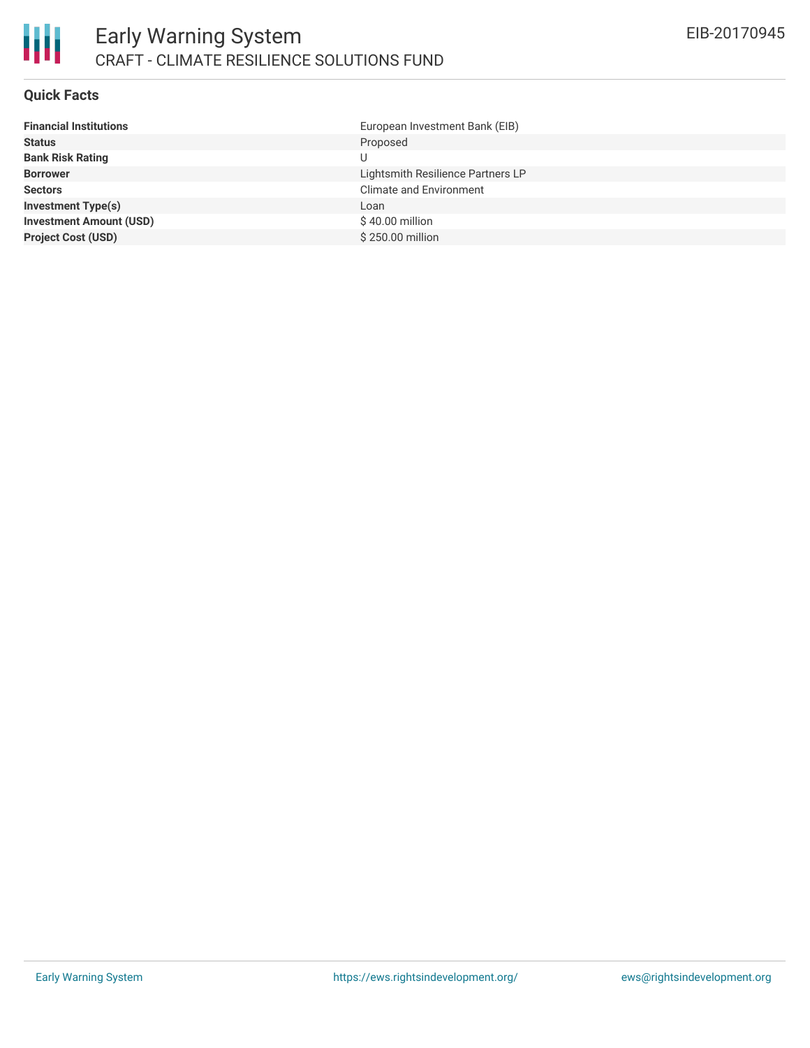## Quick Facts

| | |
|---|---|
| **Financial Institutions** | European Investment Bank (EIB) |
| **Status** | Proposed |
| **Bank Risk Rating** | U |
| **Borrower** | Lightsmith Resilience Partners LP |
| **Sectors** | Climate and Environment |
| **Investment Type(s)** | Loan |
| **Investment Amount (USD)** | $ 40.00 million |
| **Project Cost (USD)** | $ 250.00 million |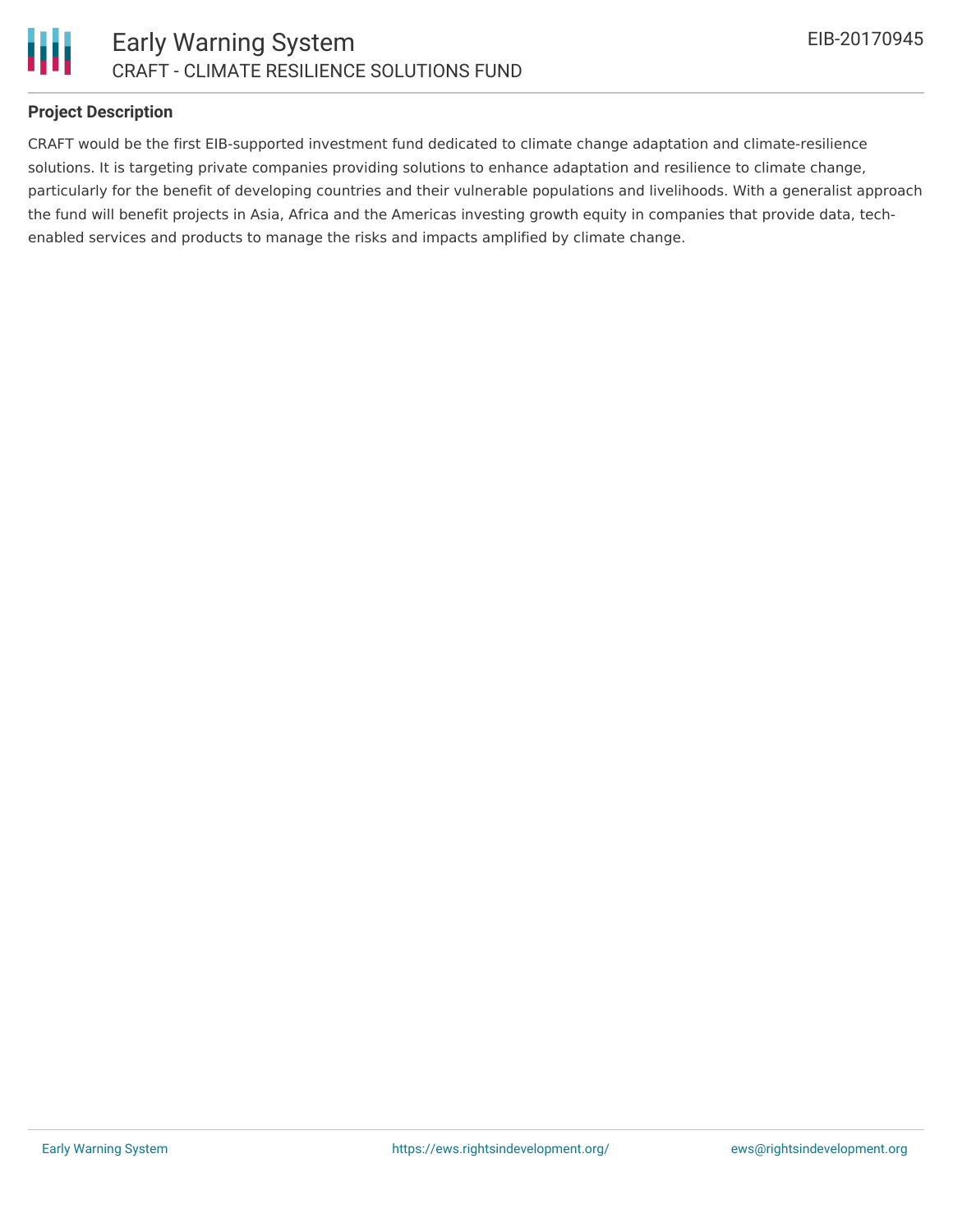**Project Description**

CRAFT would be the first EIB-supported investment fund dedicated to climate change adaptation and climate-resilience solutions. It is targeting private companies providing solutions to enhance adaptation and resilience to climate change, particularly for the benefit of developing countries and their vulnerable populations and livelihoods. With a generalist approach the fund will benefit projects in Asia, Africa and the Americas investing growth equity in companies that provide data, tech-enabled services and products to manage the risks and impacts amplified by climate change.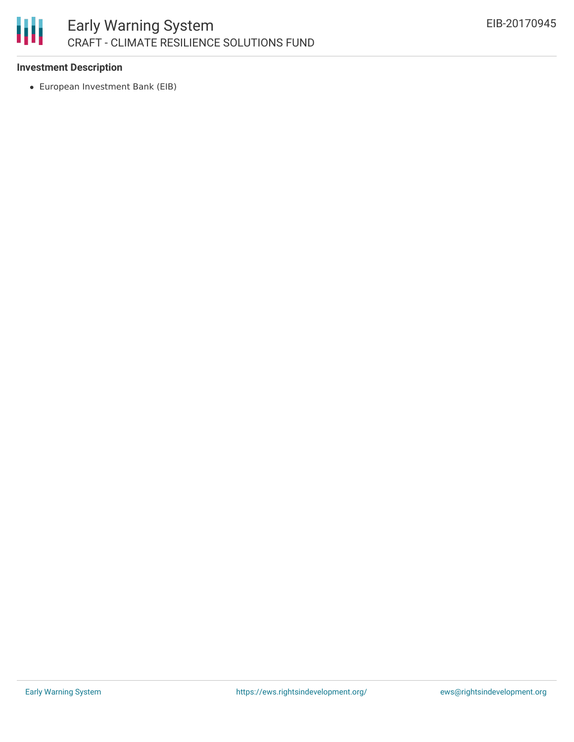**Investment Description**

- European Investment Bank (EIB)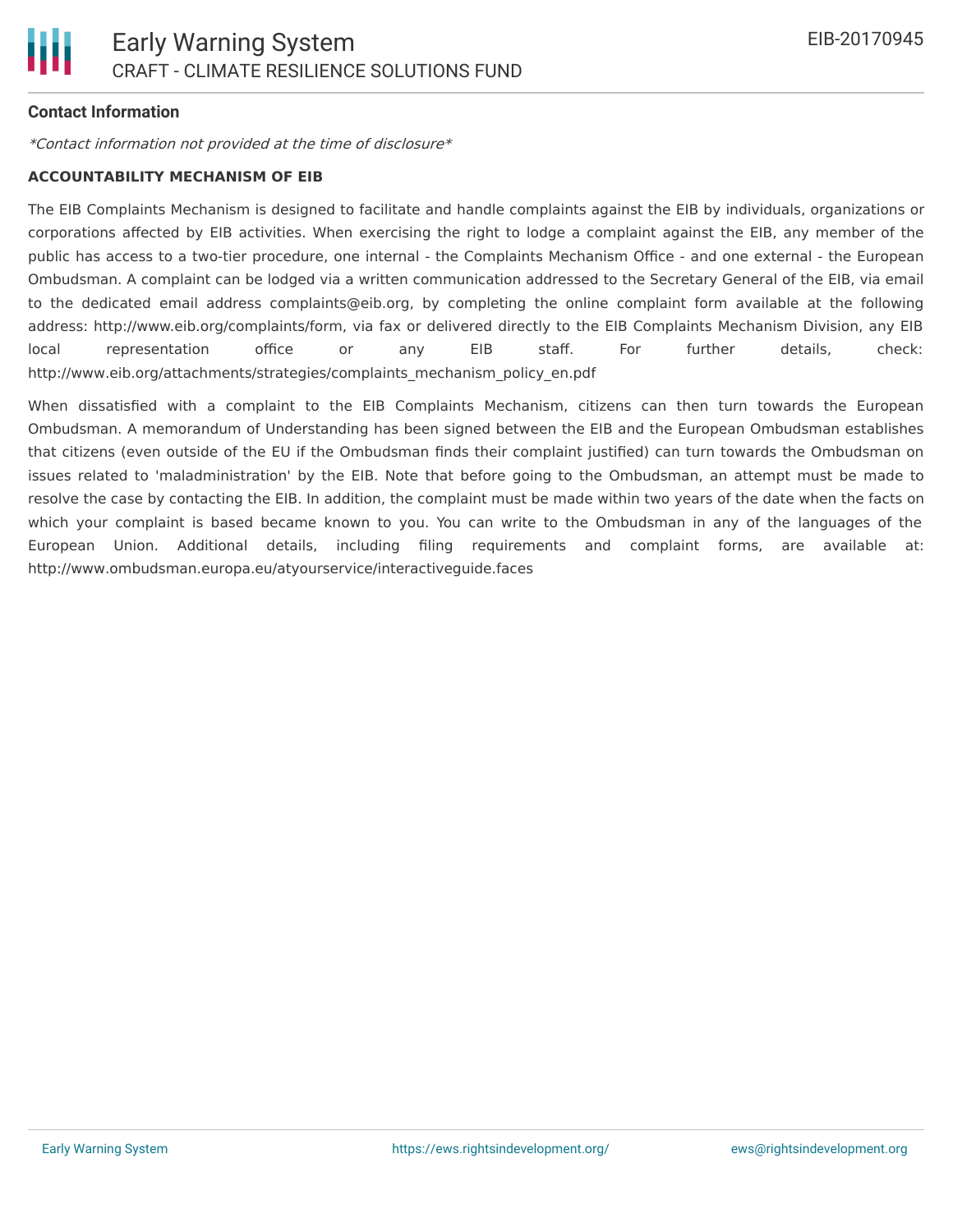## Contact Information

*\*Contact information not provided at the time of disclosure\**

**ACCOUNTABILITY MECHANISM OF EIB**

The EIB Complaints Mechanism is designed to facilitate and handle complaints against the EIB by individuals, organizations or corporations affected by EIB activities. When exercising the right to lodge a complaint against the EIB, any member of the public has access to a two-tier procedure, one internal - the Complaints Mechanism Office - and one external - the European Ombudsman. A complaint can be lodged via a written communication addressed to the Secretary General of the EIB, via email to the dedicated email address complaints@eib.org, by completing the online complaint form available at the following address: http://www.eib.org/complaints/form, via fax or delivered directly to the EIB Complaints Mechanism Division, any EIB local representation office or any EIB staff. For further details, check: http://www.eib.org/attachments/strategies/complaints_mechanism_policy_en.pdf

When dissatisfied with a complaint to the EIB Complaints Mechanism, citizens can then turn towards the European Ombudsman. A memorandum of Understanding has been signed between the EIB and the European Ombudsman establishes that citizens (even outside of the EU if the Ombudsman finds their complaint justified) can turn towards the Ombudsman on issues related to 'maladministration' by the EIB. Note that before going to the Ombudsman, an attempt must be made to resolve the case by contacting the EIB. In addition, the complaint must be made within two years of the date when the facts on which your complaint is based became known to you. You can write to the Ombudsman in any of the languages of the European Union. Additional details, including filing requirements and complaint forms, are available at: http://www.ombudsman.europa.eu/atyourservice/interactiveguide.faces